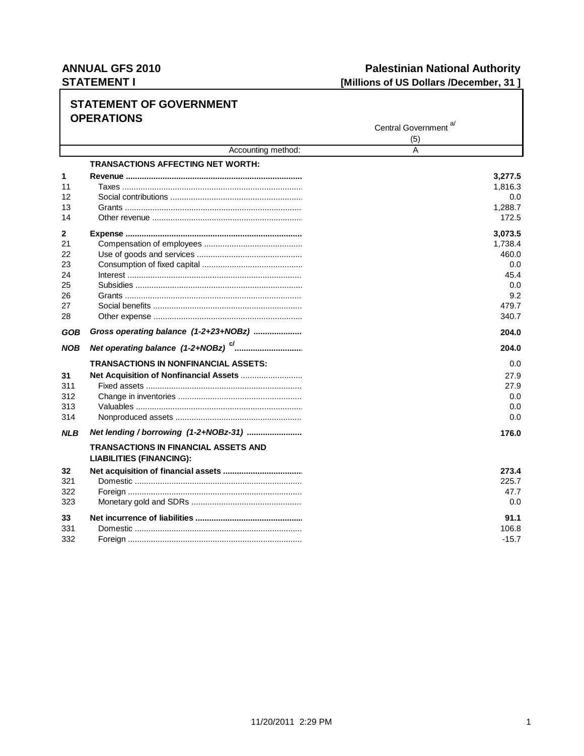**ANNUAL GFS 2010** **Palestinian National Authority**
**STATEMENT I** **[Millions of US Dollars /December, 31 ]**

## STATEMENT OF GOVERNMENT OPERATIONS

| | | Central Government [a/] (5) |
|---|---|---|
| | Accounting method: | A |
| | **TRANSACTIONS AFFECTING NET WORTH:** | |
| **1** | **Revenue** | **3,277.5** |
| 11 | Taxes | 1,816.3 |
| 12 | Social contributions | 0.0 |
| 13 | Grants | 1,288.7 |
| 14 | Other revenue | 172.5 |
| **2** | **Expense** | **3,073.5** |
| 21 | Compensation of employees | 1,738.4 |
| 22 | Use of goods and services | 460.0 |
| 23 | Consumption of fixed capital | 0.0 |
| 24 | Interest | 45.4 |
| 25 | Subsidies | 0.0 |
| 26 | Grants | 9.2 |
| 27 | Social benefits | 479.7 |
| 28 | Other expense | 340.7 |
| ***GOB*** | ***Gross operating balance (1-2+23+NOBz)*** | **204.0** |
| ***NOB*** | ***Net operating balance (1-2+NOBz)*** [c/] | **204.0** |
| | **TRANSACTIONS IN NONFINANCIAL ASSETS:** | 0.0 |
| **31** | **Net Acquisition of Nonfinancial Assets** | 27.9 |
| 311 | Fixed assets | 27.9 |
| 312 | Change in inventories | 0.0 |
| 313 | Valuables | 0.0 |
| 314 | Nonproduced assets | 0.0 |
| ***NLB*** | ***Net lending / borrowing (1-2+NOBz-31)*** | **176.0** |
| | **TRANSACTIONS IN FINANCIAL ASSETS AND LIABILITIES (FINANCING):** | |
| **32** | **Net acquisition of financial assets** | **273.4** |
| 321 | Domestic | 225.7 |
| 322 | Foreign | 47.7 |
| 323 | Monetary gold and SDRs | 0.0 |
| **33** | **Net incurrence of liabilities** | **91.1** |
| 331 | Domestic | 106.8 |
| 332 | Foreign | -15.7 |

11/20/2011 2:29 PM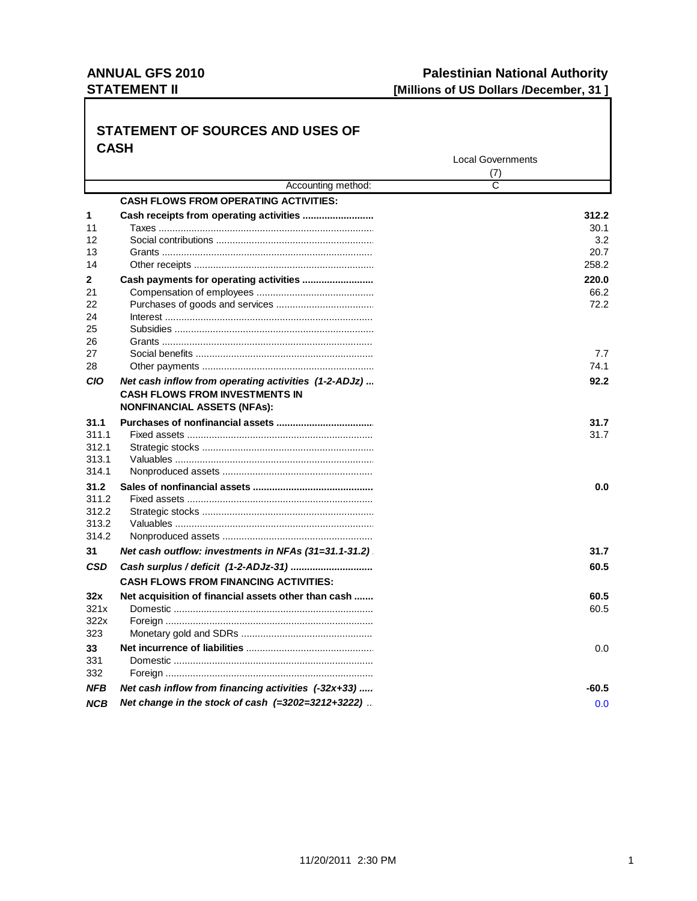**ANNUAL GFS 2010**
**STATEMENT II**

**Palestinian National Authority**
**[Millions of US Dollars /December, 31 ]**

## STATEMENT OF SOURCES AND USES OF CASH

| | | Local Governments (7) |
|---|---|---|
| | Accounting method: | C |
| | **CASH FLOWS FROM OPERATING ACTIVITIES:** | |
| **1** | **Cash receipts from operating activities** | **312.2** |
| 11 | Taxes | 30.1 |
| 12 | Social contributions | 3.2 |
| 13 | Grants | 20.7 |
| 14 | Other receipts | 258.2 |
| **2** | **Cash payments for operating activities** | **220.0** |
| 21 | Compensation of employees | 66.2 |
| 22 | Purchases of goods and services | 72.2 |
| 24 | Interest | |
| 25 | Subsidies | |
| 26 | Grants | |
| 27 | Social benefits | 7.7 |
| 28 | Other payments | 74.1 |
| ***CIO*** | ***Net cash inflow from operating activities (1-2-ADJz)*** | **92.2** |
| | **CASH FLOWS FROM INVESTMENTS IN NONFINANCIAL ASSETS (NFAs):** | |
| **31.1** | **Purchases of nonfinancial assets** | **31.7** |
| 311.1 | Fixed assets | 31.7 |
| 312.1 | Strategic stocks | |
| 313.1 | Valuables | |
| 314.1 | Nonproduced assets | |
| **31.2** | **Sales of nonfinancial assets** | **0.0** |
| 311.2 | Fixed assets | |
| 312.2 | Strategic stocks | |
| 313.2 | Valuables | |
| 314.2 | Nonproduced assets | |
| **31** | ***Net cash outflow: investments in NFAs (31=31.1-31.2)*** | **31.7** |
| ***CSD*** | ***Cash surplus / deficit (1-2-ADJz-31)*** | **60.5** |
| | **CASH FLOWS FROM FINANCING ACTIVITIES:** | |
| **32x** | **Net acquisition of financial assets other than cash** | **60.5** |
| 321x | Domestic | 60.5 |
| 322x | Foreign | |
| 323 | Monetary gold and SDRs | |
| **33** | **Net incurrence of liabilities** | 0.0 |
| 331 | Domestic | |
| 332 | Foreign | |
| ***NFB*** | ***Net cash inflow from financing activities (-32x+33)*** | **-60.5** |
| ***NCB*** | ***Net change in the stock of cash (=3202=3212+3222)*** | 0.0 |

11/20/2011 2:30 PM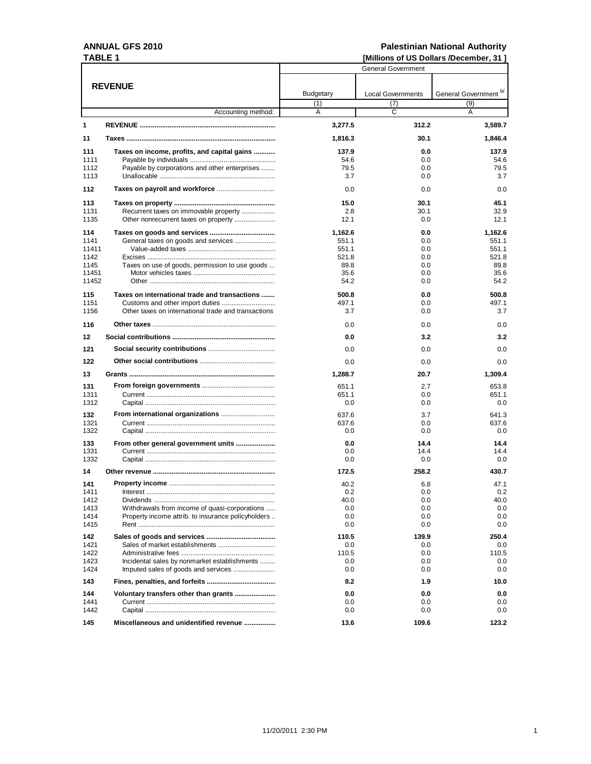**ANNUAL GFS 2010** **Palestinian National Authority**

**TABLE 1** **[Millions of US Dollars /December, 31 ]**

| | REVENUE | General Government | | |
|---|---|---|---|---|
| | | Budgetary | Local Governments | General Government [b/] |
| | | (1) | (7) | (9) |
| | Accounting method: | A | C | A |
| **1** | **REVENUE** | **3,277.5** | **312.2** | **3,589.7** |
| **11** | **Taxes** | **1,816.3** | **30.1** | **1,846.4** |
| **111** | **Taxes on income, profits, and capital gains** | **137.9** | **0.0** | **137.9** |
| 1111 | Payable by individuals | 54.6 | 0.0 | 54.6 |
| 1112 | Payable by corporations and other enterprises | 79.5 | 0.0 | 79.5 |
| 1113 | Unallocable | 3.7 | 0.0 | 3.7 |
| **112** | **Taxes on payroll and workforce** | 0.0 | 0.0 | 0.0 |
| **113** | **Taxes on property** | **15.0** | **30.1** | **45.1** |
| 1131 | Recurrent taxes on immovable property | 2.8 | 30.1 | 32.9 |
| 1135 | Other nonrecurrent taxes on property | 12.1 | 0.0 | 12.1 |
| **114** | **Taxes on goods and services** | **1,162.6** | **0.0** | **1,162.6** |
| 1141 | General taxes on goods and services | 551.1 | 0.0 | 551.1 |
| 11411 | Value-added taxes | 551.1 | 0.0 | 551.1 |
| 1142 | Excises | 521.8 | 0.0 | 521.8 |
| 1145 | Taxes on use of goods, permission to use goods | 89.8 | 0.0 | 89.8 |
| 11451 | Motor vehicles taxes | 35.6 | 0.0 | 35.6 |
| 11452 | Other | 54.2 | 0.0 | 54.2 |
| **115** | **Taxes on international trade and transactions** | **500.8** | **0.0** | **500.8** |
| 1151 | Customs and other import duties | 497.1 | 0.0 | 497.1 |
| 1156 | Other taxes on international trade and transactions | 3.7 | 0.0 | 3.7 |
| **116** | **Other taxes** | 0.0 | 0.0 | 0.0 |
| **12** | **Social contributions** | **0.0** | **3.2** | **3.2** |
| **121** | **Social security contributions** | 0.0 | 0.0 | 0.0 |
| **122** | **Other social contributions** | 0.0 | 0.0 | 0.0 |
| **13** | **Grants** | **1,288.7** | **20.7** | **1,309.4** |
| **131** | **From foreign governments** | 651.1 | 2.7 | 653.8 |
| 1311 | Current | 651.1 | 0.0 | 651.1 |
| 1312 | Capital | 0.0 | 0.0 | 0.0 |
| **132** | **From international organizations** | 637.6 | 3.7 | 641.3 |
| 1321 | Current | 637.6 | 0.0 | 637.6 |
| 1322 | Capital | 0.0 | 0.0 | 0.0 |
| **133** | **From other general government units** | **0.0** | **14.4** | **14.4** |
| 1331 | Current | 0.0 | 14.4 | 14.4 |
| 1332 | Capital | 0.0 | 0.0 | 0.0 |
| **14** | **Other revenue** | **172.5** | **258.2** | **430.7** |
| **141** | **Property income** | 40.2 | 6.8 | 47.1 |
| 1411 | Interest | 0.2 | 0.0 | 0.2 |
| 1412 | Dividends | 40.0 | 0.0 | 40.0 |
| 1413 | Withdrawals from income of quasi-corporations | 0.0 | 0.0 | 0.0 |
| 1414 | Property income attrib. to insurance policyholders | 0.0 | 0.0 | 0.0 |
| 1415 | Rent | 0.0 | 0.0 | 0.0 |
| **142** | **Sales of goods and services** | **110.5** | **139.9** | **250.4** |
| 1421 | Sales of market establishments | 0.0 | 0.0 | 0.0 |
| 1422 | Administrative fees | 110.5 | 0.0 | 110.5 |
| 1423 | Incidental sales by nonmarket establishments | 0.0 | 0.0 | 0.0 |
| 1424 | Imputed sales of goods and services | 0.0 | 0.0 | 0.0 |
| **143** | **Fines, penalties, and forfeits** | **8.2** | **1.9** | **10.0** |
| **144** | **Voluntary transfers other than grants** | **0.0** | **0.0** | **0.0** |
| 1441 | Current | 0.0 | 0.0 | 0.0 |
| 1442 | Capital | 0.0 | 0.0 | 0.0 |
| **145** | **Miscellaneous and unidentified revenue** | **13.6** | **109.6** | **123.2** |

11/20/2011 2:30 PM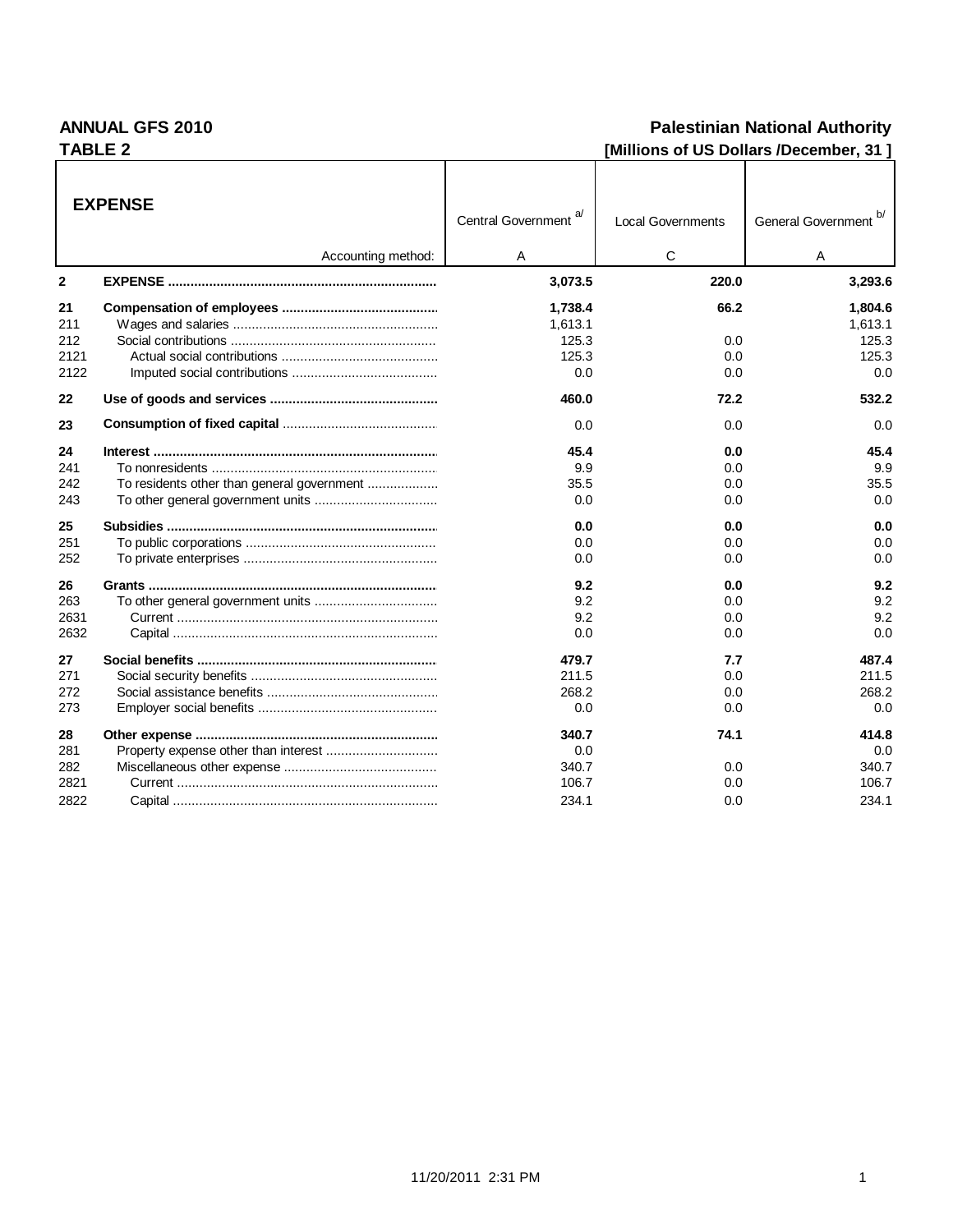**ANNUAL GFS 2010** | **Palestinian National Authority**

**TABLE 2** | **[Millions of US Dollars /December, 31 ]**

| | **EXPENSE** | Central Government [a/] | Local Governments | General Government [b/] |
|---|---|---|---|---|
| | Accounting method: | A | C | A |
| **2** | **EXPENSE** | **3,073.5** | **220.0** | **3,293.6** |
| **21** | **Compensation of employees** | **1,738.4** | **66.2** | **1,804.6** |
| 211 | Wages and salaries | 1,613.1 | | 1,613.1 |
| 212 | Social contributions | 125.3 | 0.0 | 125.3 |
| 2121 | Actual social contributions | 125.3 | 0.0 | 125.3 |
| 2122 | Imputed social contributions | 0.0 | 0.0 | 0.0 |
| **22** | **Use of goods and services** | **460.0** | **72.2** | **532.2** |
| **23** | **Consumption of fixed capital** | 0.0 | 0.0 | 0.0 |
| **24** | **Interest** | **45.4** | **0.0** | **45.4** |
| 241 | To nonresidents | 9.9 | 0.0 | 9.9 |
| 242 | To residents other than general government | 35.5 | 0.0 | 35.5 |
| 243 | To other general government units | 0.0 | 0.0 | 0.0 |
| **25** | **Subsidies** | **0.0** | **0.0** | **0.0** |
| 251 | To public corporations | 0.0 | 0.0 | 0.0 |
| 252 | To private enterprises | 0.0 | 0.0 | 0.0 |
| **26** | **Grants** | **9.2** | **0.0** | **9.2** |
| 263 | To other general government units | 9.2 | 0.0 | 9.2 |
| 2631 | Current | 9.2 | 0.0 | 9.2 |
| 2632 | Capital | 0.0 | 0.0 | 0.0 |
| **27** | **Social benefits** | **479.7** | **7.7** | **487.4** |
| 271 | Social security benefits | 211.5 | 0.0 | 211.5 |
| 272 | Social assistance benefits | 268.2 | 0.0 | 268.2 |
| 273 | Employer social benefits | 0.0 | 0.0 | 0.0 |
| **28** | **Other expense** | **340.7** | **74.1** | **414.8** |
| 281 | Property expense other than interest | 0.0 | | 0.0 |
| 282 | Miscellaneous other expense | 340.7 | 0.0 | 340.7 |
| 2821 | Current | 106.7 | 0.0 | 106.7 |
| 2822 | Capital | 234.1 | 0.0 | 234.1 |

11/20/2011 2:31 PM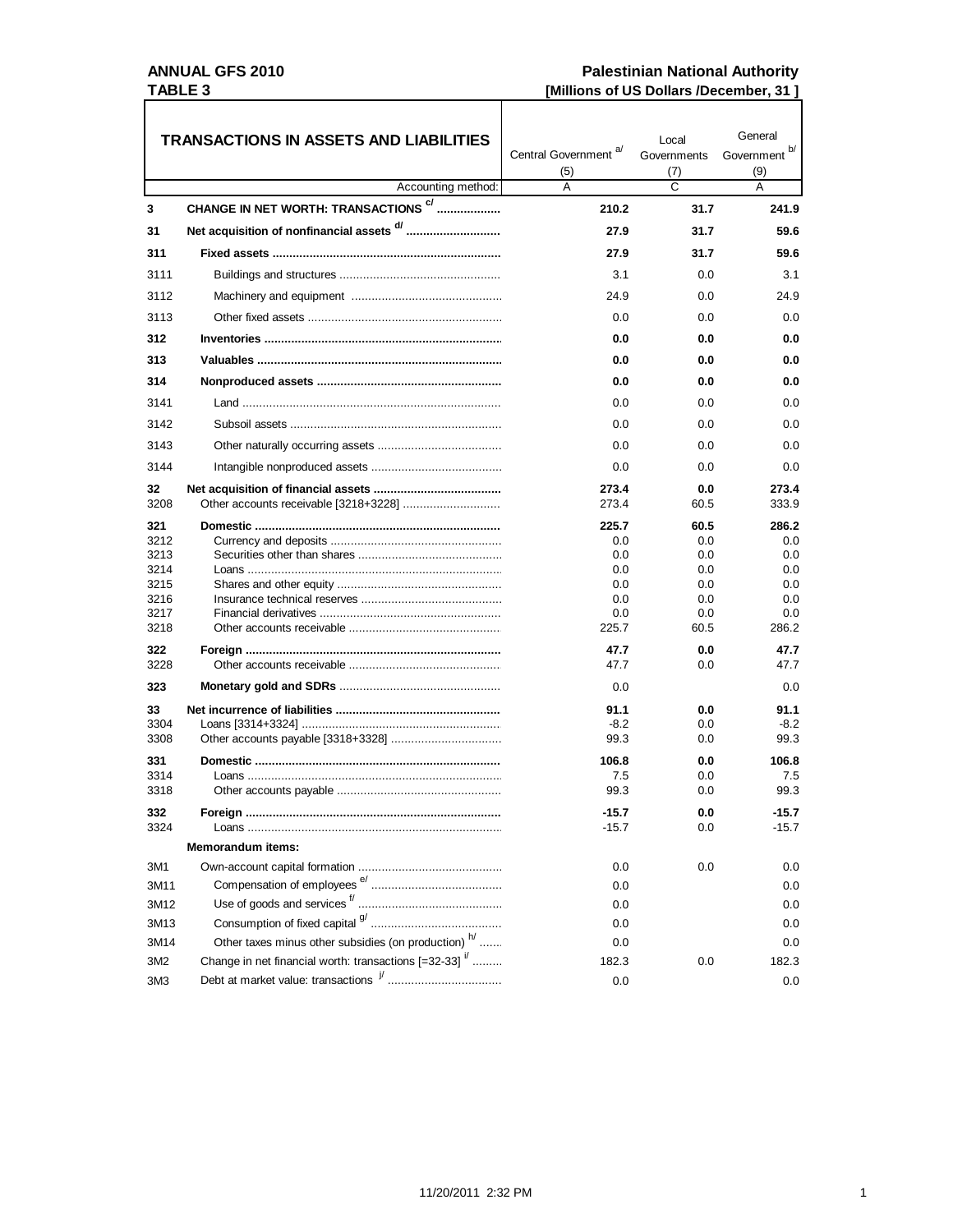**ANNUAL GFS 2010**
**TABLE 3**

**Palestinian National Authority**
**[Millions of US Dollars /December, 31 ]**

| | **TRANSACTIONS IN ASSETS AND LIABILITIES** | Central Government a/ (5) | Local Governments (7) | General Government b/ (9) |
|---|---|---|---|---|
| | Accounting method: | A | C | A |
| **3** | **CHANGE IN NET WORTH: TRANSACTIONS c/** | **210.2** | **31.7** | **241.9** |
| **31** | **Net acquisition of nonfinancial assets d/** | **27.9** | **31.7** | **59.6** |
| **311** | **Fixed assets** | **27.9** | **31.7** | **59.6** |
| 3111 | Buildings and structures | 3.1 | 0.0 | 3.1 |
| 3112 | Machinery and equipment | 24.9 | 0.0 | 24.9 |
| 3113 | Other fixed assets | 0.0 | 0.0 | 0.0 |
| **312** | **Inventories** | **0.0** | **0.0** | **0.0** |
| **313** | **Valuables** | **0.0** | **0.0** | **0.0** |
| **314** | **Nonproduced assets** | **0.0** | **0.0** | **0.0** |
| 3141 | Land | 0.0 | 0.0 | 0.0 |
| 3142 | Subsoil assets | 0.0 | 0.0 | 0.0 |
| 3143 | Other naturally occurring assets | 0.0 | 0.0 | 0.0 |
| 3144 | Intangible nonproduced assets | 0.0 | 0.0 | 0.0 |
| **32** | **Net acquisition of financial assets** | **273.4** | **0.0** | **273.4** |
| 3208 | Other accounts receivable [3218+3228] | 273.4 | 60.5 | 333.9 |
| **321** | **Domestic** | **225.7** | **60.5** | **286.2** |
| 3212 | Currency and deposits | 0.0 | 0.0 | 0.0 |
| 3213 | Securities other than shares | 0.0 | 0.0 | 0.0 |
| 3214 | Loans | 0.0 | 0.0 | 0.0 |
| 3215 | Shares and other equity | 0.0 | 0.0 | 0.0 |
| 3216 | Insurance technical reserves | 0.0 | 0.0 | 0.0 |
| 3217 | Financial derivatives | 0.0 | 0.0 | 0.0 |
| 3218 | Other accounts receivable | 225.7 | 60.5 | 286.2 |
| **322** | **Foreign** | **47.7** | **0.0** | **47.7** |
| 3228 | Other accounts receivable | 47.7 | 0.0 | 47.7 |
| **323** | **Monetary gold and SDRs** | 0.0 | | 0.0 |
| **33** | **Net incurrence of liabilities** | **91.1** | **0.0** | **91.1** |
| 3304 | Loans [3314+3324] | -8.2 | 0.0 | -8.2 |
| 3308 | Other accounts payable [3318+3328] | 99.3 | 0.0 | 99.3 |
| **331** | **Domestic** | **106.8** | **0.0** | **106.8** |
| 3314 | Loans | 7.5 | 0.0 | 7.5 |
| 3318 | Other accounts payable | 99.3 | 0.0 | 99.3 |
| **332** | **Foreign** | **-15.7** | **0.0** | **-15.7** |
| 3324 | Loans | -15.7 | 0.0 | -15.7 |
| | **Memorandum items:** | | | |
| 3M1 | Own-account capital formation | 0.0 | 0.0 | 0.0 |
| 3M11 | Compensation of employees e/ | 0.0 | | 0.0 |
| 3M12 | Use of goods and services f/ | 0.0 | | 0.0 |
| 3M13 | Consumption of fixed capital g/ | 0.0 | | 0.0 |
| 3M14 | Other taxes minus other subsidies (on production) h/ | 0.0 | | 0.0 |
| 3M2 | Change in net financial worth: transactions [=32-33] i/ | 182.3 | 0.0 | 182.3 |
| 3M3 | Debt at market value: transactions j/ | 0.0 | | 0.0 |

11/20/2011 2:32 PM